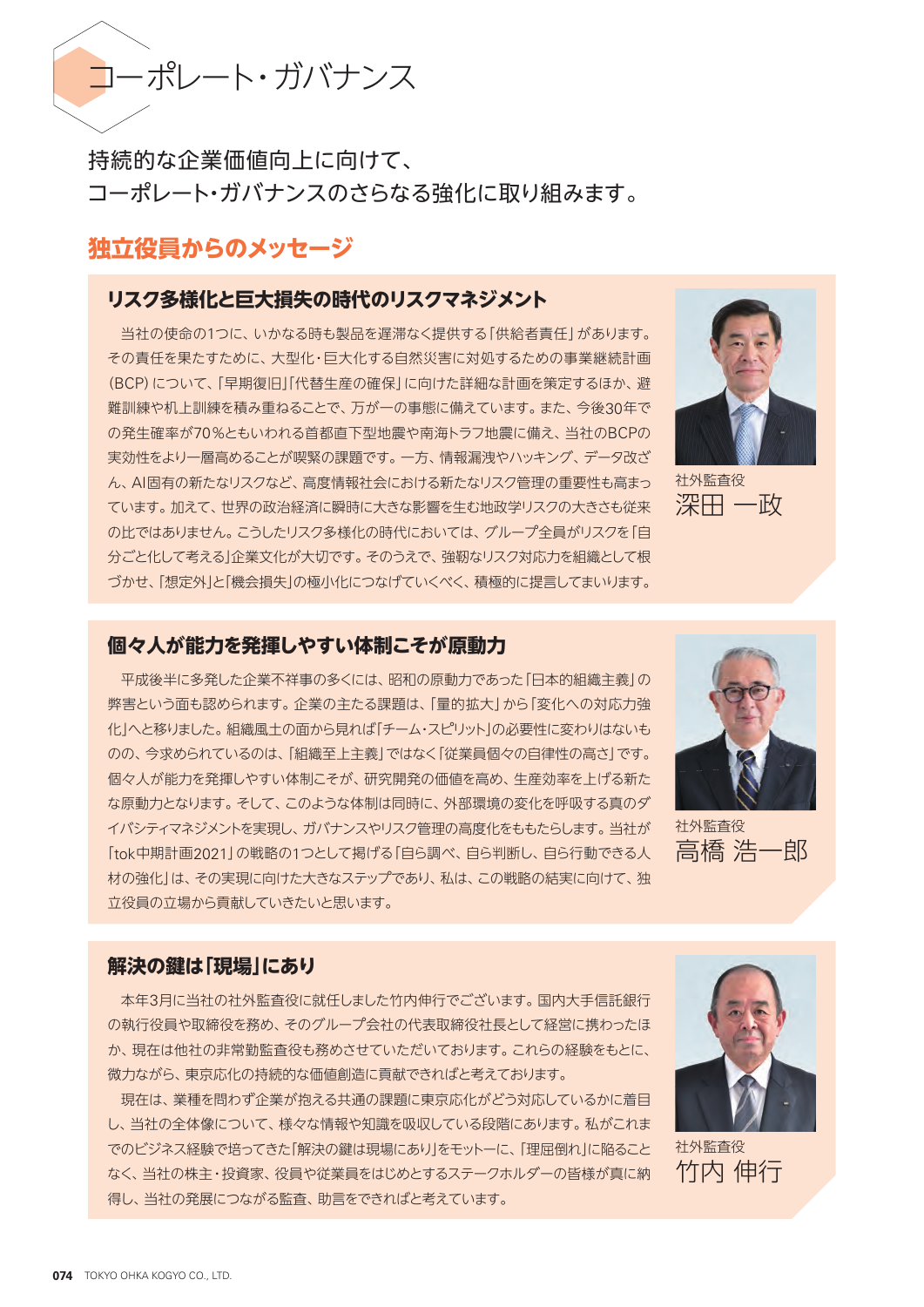# コーポレート・ガバナンス

持続的な企業価値向上に向けて、
コーポレート・ガバナンスのさらなる強化に取り組みます。

## 独立役員からのメッセージ

### リスク多様化と巨大損失の時代のリスクマネジメント

当社の使命の1つに、いかなる時も製品を遅滞なく提供する「供給者責任」があります。その責任を果たすために、大型化・巨大化する自然災害に対処するための事業継続計画（BCP）について、「早期復旧」「代替生産の確保」に向けた詳細な計画を策定するほか、避難訓練や机上訓練を積み重ねることで、万が一の事態に備えています。また、今後30年での発生確率が70％ともいわれる首都直下型地震や南海トラフ地震に備え、当社のBCPの実効性をより一層高めることが喫緊の課題です。一方、情報漏洩やハッキング、データ改ざん、AI固有の新たなリスクなど、高度情報社会における新たなリスク管理の重要性も高まっています。加えて、世界の政治経済に瞬時に大きな影響を生む地政学リスクの大きさも従来の比ではありません。こうしたリスク多様化の時代においては、グループ全員がリスクを「自分ごと化して考える」企業文化が大切です。そのうえで、強靭なリスク対応力を組織として根づかせ、「想定外」と「機会損失」の極小化につなげていくべく、積極的に提言してまいります。

社外監査役
深田 一政

### 個々人が能力を発揮しやすい体制こそが原動力

平成後半に多発した企業不祥事の多くには、昭和の原動力であった「日本的組織主義」の弊害という面も認められます。企業の主たる課題は、「量的拡大」から「変化への対応力強化」へと移りました。組織風土の面から見れば「チーム・スピリット」の必要性に変わりはないものの、今求められているのは、「組織至上主義」ではなく「従業員個々の自律性の高さ」です。個々人が能力を発揮しやすい体制こそが、研究開発の価値を高め、生産効率を上げる新たな原動力となります。そして、このような体制は同時に、外部環境の変化を呼吸する真のダイバシティマネジメントを実現し、ガバナンスやリスク管理の高度化をもたらします。当社が「tok中期計画2021」の戦略の1つとして掲げる「自ら調べ、自ら判断し、自ら行動できる人材の強化」は、その実現に向けた大きなステップであり、私は、この戦略の結実に向けて、独立役員の立場から貢献していきたいと思います。

社外監査役
高橋 浩一郎

### 解決の鍵は「現場」にあり

本年3月に当社の社外監査役に就任しました竹内伸行でございます。国内大手信託銀行の執行役員や取締役を務め、そのグループ会社の代表取締役社長として経営に携わったほか、現在は他社の非常勤監査役も務めさせていただいております。これらの経験をもとに、微力ながら、東京応化の持続的な価値創造に貢献できればと考えております。

現在は、業種を問わず企業が抱える共通の課題に東京応化がどう対応しているかに着目し、当社の全体像について、様々な情報や知識を吸収している段階にあります。私がこれまでのビジネス経験で培ってきた「解決の鍵は現場にあり」をモットーに、「理屈倒れ」に陥ることなく、当社の株主・投資家、役員や従業員をはじめとするステークホルダーの皆様が真に納得し、当社の発展につながる監査、助言をできればと考えています。

社外監査役
竹内 伸行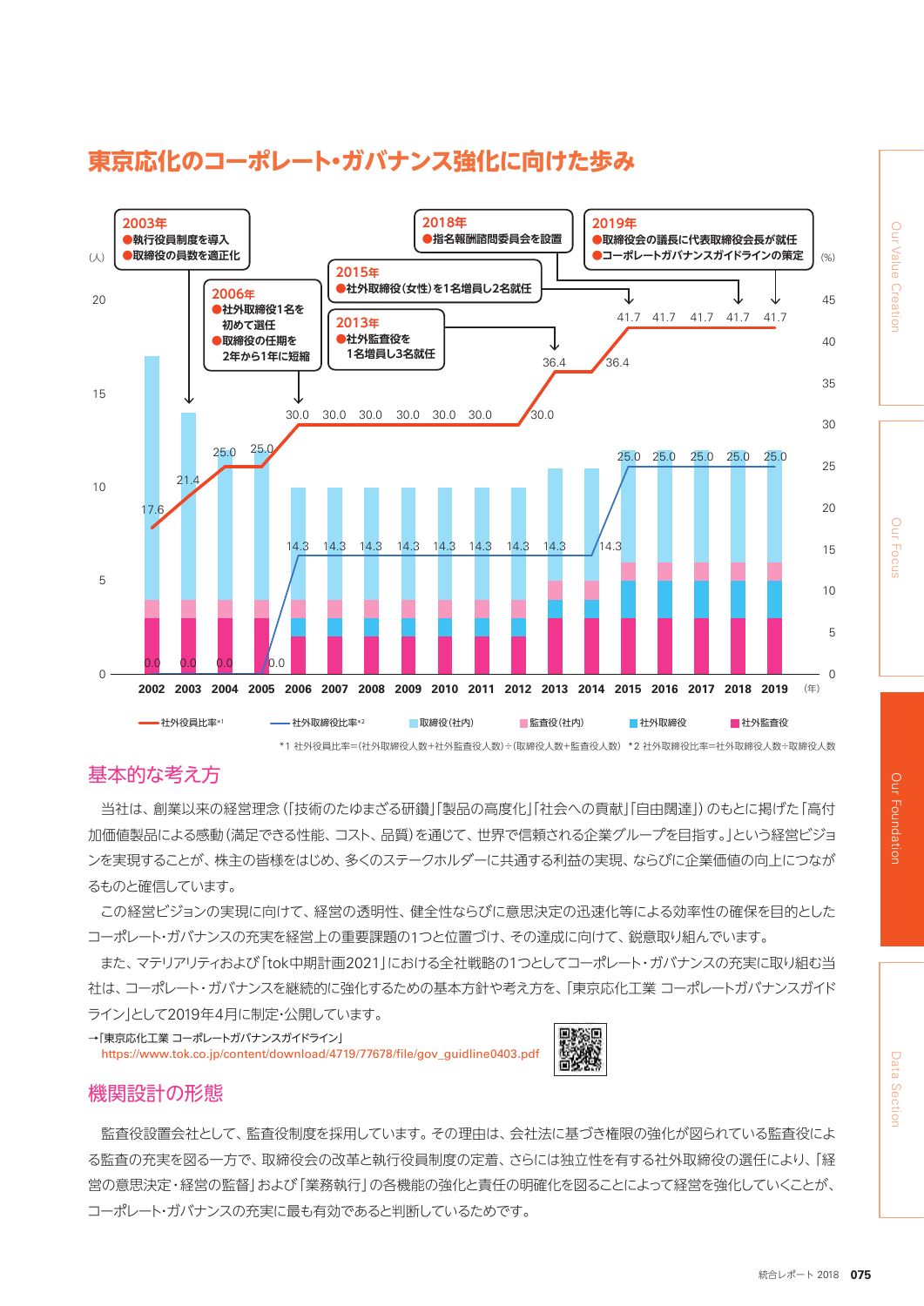# 東京応化のコーポレート・ガバナンス強化に向けた歩み

**2003年**
- 執行役員制度を導入
- 取締役の員数を適正化

**2006年**
- 社外取締役1名を初めて選任
- 取締役の任期を2年から1年に短縮

**2013年**
- 社外監査役を1名増員し3名就任

**2015年**
- 社外取締役(女性)を1名増員し2名就任

**2018年**
- 指名報酬諮問委員会を設置

**2019年**
- 取締役会の議長に代表取締役会長が就任
- コーポレートガバナンスガイドラインの策定

| 年 | 社外役員比率*1 (%) | 社外取締役比率*2 (%) |
|---|---|---|
| 2002 | 17.6 | 0.0 |
| 2003 | 21.4 | 0.0 |
| 2004 | 25.0 | 0.0 |
| 2005 | 25.0 | 0.0 |
| 2006 | 30.0 | 14.3 |
| 2007 | 30.0 | 14.3 |
| 2008 | 30.0 | 14.3 |
| 2009 | 30.0 | 14.3 |
| 2010 | 30.0 | 14.3 |
| 2011 | 30.0 | 14.3 |
| 2012 | 30.0 | 14.3 |
| 2013 | 36.4 | 14.3 |
| 2014 | 36.4 | 14.3 |
| 2015 | 41.7 | 25.0 |
| 2016 | 41.7 | 25.0 |
| 2017 | 41.7 | 25.0 |
| 2018 | 41.7 | 25.0 |
| 2019 | 41.7 | 25.0 |

凡例：社外役員比率*1 / 社外取締役比率*2 / 取締役(社内) / 監査役(社内) / 社外取締役 / 社外監査役

*1 社外役員比率=(社外取締役人数+社外監査役人数)÷(取締役人数+監査役人数)　*2 社外取締役比率=社外取締役人数÷取締役人数

## 基本的な考え方

当社は、創業以来の経営理念(「技術のたゆまざる研鑽」「製品の高度化」「社会への貢献」「自由闊達」)のもとに掲げた「高付加価値製品による感動(満足できる性能、コスト、品質)を通じて、世界で信頼される企業グループを目指す。」という経営ビジョンを実現することが、株主の皆様をはじめ、多くのステークホルダーに共通する利益の実現、ならびに企業価値の向上につながるものと確信しています。

この経営ビジョンの実現に向けて、経営の透明性、健全性ならびに意思決定の迅速化等による効率性の確保を目的としたコーポレート・ガバナンスの充実を経営上の重要課題の1つと位置づけ、その達成に向けて、鋭意取り組んでいます。

また、マテリアリティおよび「tok中期計画2021」における全社戦略の1つとしてコーポレート・ガバナンスの充実に取り組む当社は、コーポレート・ガバナンスを継続的に強化するための基本方針や考え方を、「東京応化工業 コーポレートガバナンスガイドライン」として2019年4月に制定・公開しています。

→「東京応化工業 コーポレートガバナンスガイドライン」
https://www.tok.co.jp/content/download/4719/77678/file/gov_guidline0403.pdf

## 機関設計の形態

監査役設置会社として、監査役制度を採用しています。その理由は、会社法に基づき権限の強化が図られている監査役による監査の充実を図る一方で、取締役会の改革と執行役員制度の定着、さらには独立性を有する社外取締役の選任により、「経営の意思決定・経営の監督」および「業務執行」の各機能の強化と責任の明確化を図ることによって経営を強化していくことが、コーポレート・ガバナンスの充実に最も有効であると判断しているためです。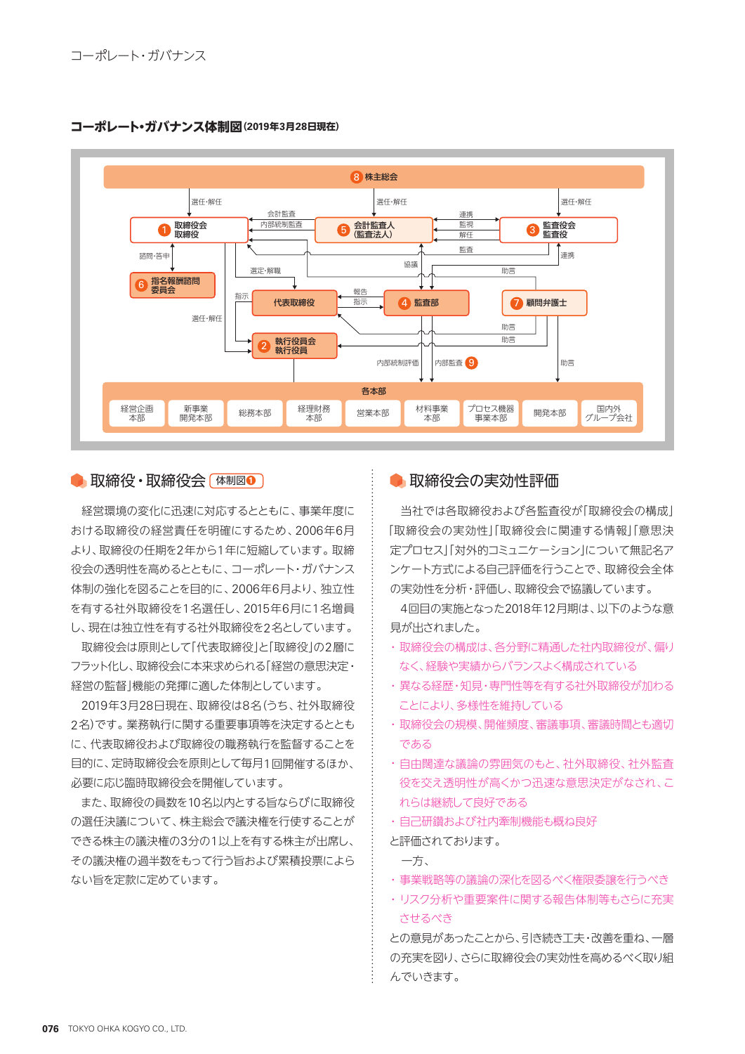## コーポレート・ガバナンス体制図(2019年3月28日現在)

8 株主総会

選任・解任　選任・解任　選任・解任

1 取締役会 取締役　会計監査　内部統制監査　5 会計監査人(監査法人)　連携　監視　解任　3 監査役会 監査役

諮問・答申　選定・解職　協議　監査　連携　助言

6 指名報酬諮問委員会

指示　代表取締役　報告　指示　4 監査部　7 顧問弁護士

選任・解任　助言　助言

2 執行役員会 執行役員

内部統制評価　内部監査 9　助言

各本部

経営企画本部 | 新事業開発本部 | 総務本部 | 経理財務本部 | 営業本部 | 材料事業本部 | プロセス機器事業本部 | 開発本部 | 国内外グループ会社

## 取締役・取締役会 体制図1

経営環境の変化に迅速に対応するとともに、事業年度における取締役の経営責任を明確にするため、2006年6月より、取締役の任期を2年から1年に短縮しています。取締役会の透明性を高めるとともに、コーポレート・ガバナンス体制の強化を図ることを目的に、2006年6月より、独立性を有する社外取締役を1名選任し、2015年6月に1名増員し、現在は独立性を有する社外取締役を2名としています。

取締役会は原則として「代表取締役」と「取締役」の2層にフラット化し、取締役会に本来求められる「経営の意思決定・経営の監督」機能の発揮に適した体制としています。

2019年3月28日現在、取締役は8名(うち、社外取締役2名)です。業務執行に関する重要事項等を決定するとともに、代表取締役および取締役の職務執行を監督することを目的に、定時取締役会を原則として毎月1回開催するほか、必要に応じ臨時取締役会を開催しています。

また、取締役の員数を10名以内とする旨ならびに取締役の選任決議について、株主総会で議決権を行使することができる株主の議決権の3分の1以上を有する株主が出席し、その議決権の過半数をもって行う旨および累積投票によらない旨を定款に定めています。

## 取締役会の実効性評価

当社では各取締役および各監査役が「取締役会の構成」「取締役会の実効性」「取締役会に関連する情報」「意思決定プロセス」「対外的コミュニケーション」について無記名アンケート方式による自己評価を行うことで、取締役会全体の実効性を分析・評価し、取締役会で協議しています。

4回目の実施となった2018年12月期は、以下のような意見が出されました。

- 取締役会の構成は、各分野に精通した社内取締役が、偏りなく、経験や実績からバランスよく構成されている
- 異なる経歴・知見・専門性等を有する社外取締役が加わることにより、多様性を維持している
- 取締役会の規模、開催頻度、審議事項、審議時間とも適切である
- 自由闊達な議論の雰囲気のもと、社外取締役、社外監査役を交え透明性が高くかつ迅速な意思決定がなされ、これらは継続して良好である
- 自己研鑽および社内牽制機能も概ね良好

と評価されております。

一方、

- 事業戦略等の議論の深化を図るべく権限委譲を行うべき
- リスク分析や重要案件に関する報告体制等もさらに充実させるべき

との意見があったことから、引き続き工夫・改善を重ね、一層の充実を図り、さらに取締役会の実効性を高めるべく取り組んでいきます。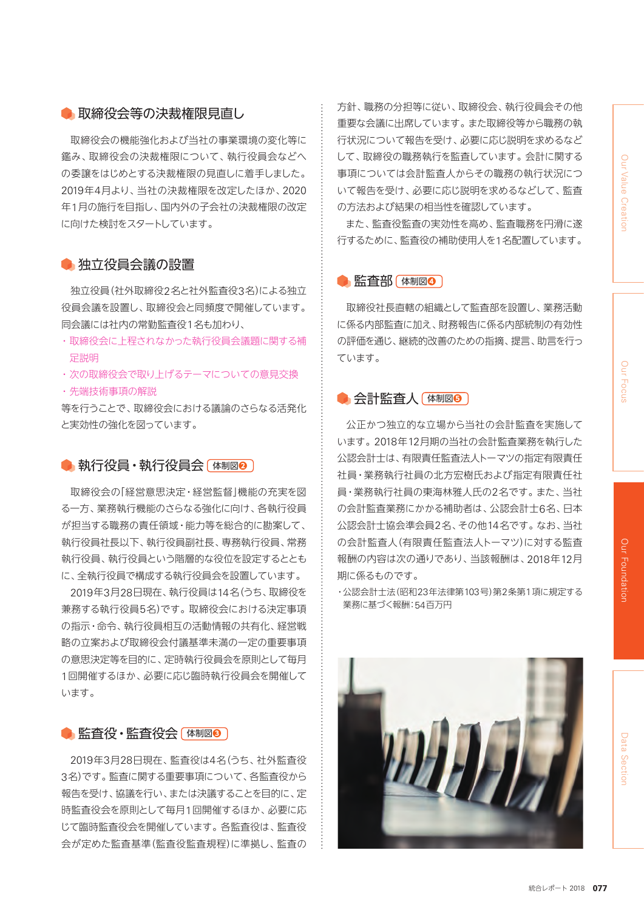## 取締役会等の決裁権限見直し

取締役会の機能強化および当社の事業環境の変化等に鑑み、取締役会の決裁権限について、執行役員会などへの委譲をはじめとする決裁権限の見直しに着手しました。2019年4月より、当社の決裁権限を改定したほか、2020年1月の施行を目指し、国内外の子会社の決裁権限の改定に向けた検討をスタートしています。

## 独立役員会議の設置

独立役員（社外取締役2名と社外監査役3名）による独立役員会議を設置し、取締役会と同頻度で開催しています。同会議には社内の常勤監査役1名も加わり、

- 取締役会に上程されなかった執行役員会議題に関する補足説明
- 次の取締役会で取り上げるテーマについての意見交換
- 先端技術事項の解説

等を行うことで、取締役会における議論のさらなる活発化と実効性の強化を図っています。

## 執行役員・執行役員会 体制図❷

取締役会の「経営意思決定・経営監督」機能の充実を図る一方、業務執行機能のさらなる強化に向け、各執行役員が担当する職務の責任領域・能力等を総合的に勘案して、執行役員社長以下、執行役員副社長、専務執行役員、常務執行役員、執行役員という階層的な役位を設定するとともに、全執行役員で構成する執行役員会を設置しています。

2019年3月28日現在、執行役員は14名（うち、取締役を兼務する執行役員5名）です。取締役会における決定事項の指示・命令、執行役員相互の活動情報の共有化、経営戦略の立案および取締役会付議基準未満の一定の重要事項の意思決定等を目的に、定時執行役員会を原則として毎月1回開催するほか、必要に応じ臨時執行役員会を開催しています。

## 監査役・監査役会 体制図❸

2019年3月28日現在、監査役は4名（うち、社外監査役3名）です。監査に関する重要事項について、各監査役から報告を受け、協議を行い、または決議することを目的に、定時監査役会を原則として毎月1回開催するほか、必要に応じて臨時監査役会を開催しています。各監査役は、監査役会が定めた監査基準（監査役監査規程）に準拠し、監査の方針、職務の分担等に従い、取締役会、執行役員会その他重要な会議に出席しています。また取締役等から職務の執行状況について報告を受け、必要に応じ説明を求めるなどして、取締役の職務執行を監査しています。会計に関する事項については会計監査人からその職務の執行状況について報告を受け、必要に応じ説明を求めるなどして、監査の方法および結果の相当性を確認しています。

また、監査役監査の実効性を高め、監査職務を円滑に遂行するために、監査役の補助使用人を1名配置しています。

## 監査部 体制図❹

取締役社長直轄の組織として監査部を設置し、業務活動に係る内部監査に加え、財務報告に係る内部統制の有効性の評価を通じ、継続的改善のための指摘、提言、助言を行っています。

## 会計監査人 体制図❺

公正かつ独立的な立場から当社の会計監査を実施しています。2018年12月期の当社の会計監査業務を執行した公認会計士は、有限責任監査法人トーマツの指定有限責任社員・業務執行社員の北方宏樹氏および指定有限責任社員・業務執行社員の東海林雅人氏の2名です。また、当社の会計監査業務にかかる補助者は、公認会計士6名、日本公認会計士協会準会員2名、その他14名です。なお、当社の会計監査人（有限責任監査法人トーマツ）に対する監査報酬の内容は次の通りであり、当該報酬は、2018年12月期に係るものです。

- 公認会計士法（昭和23年法律第103号）第2条第1項に規定する業務に基づく報酬：54百万円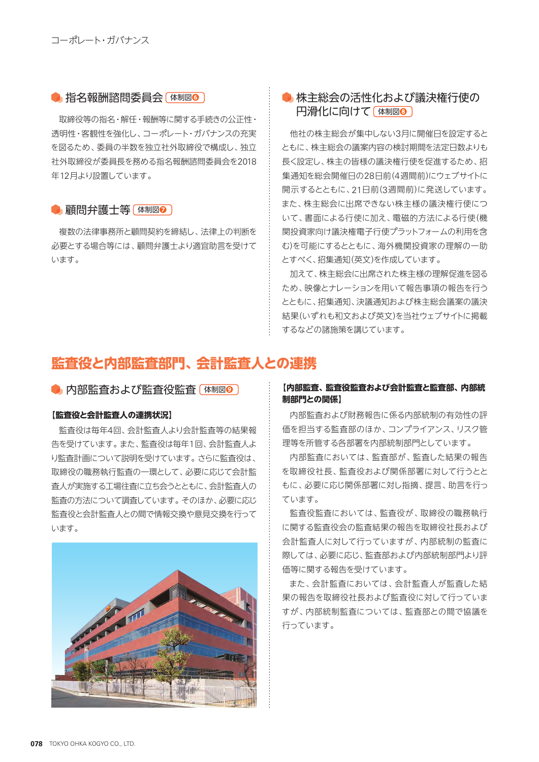### 指名報酬諮問委員会 体制図❻

取締役等の指名・解任・報酬等に関する手続きの公正性・透明性・客観性を強化し、コーポレート・ガバナンスの充実を図るため、委員の半数を独立社外取締役で構成し、独立社外取締役が委員長を務める指名報酬諮問委員会を2018年12月より設置しています。

### 顧問弁護士等 体制図❼

複数の法律事務所と顧問契約を締結し、法律上の判断を必要とする場合等には、顧問弁護士より適宜助言を受けています。

### 株主総会の活性化および議決権行使の円滑化に向けて 体制図❽

他社の株主総会が集中しない3月に開催日を設定するとともに、株主総会の議案内容の検討期間を法定日数よりも長く設定し、株主の皆様の議決権行使を促進するため、招集通知を総会開催日の28日前(4週間前)にウェブサイトに開示するとともに、21日前(3週間前)に発送しています。また、株主総会に出席できない株主様の議決権行使について、書面による行使に加え、電磁的方法による行使(機関投資家向け議決権電子行使プラットフォームの利用を含む)を可能にするとともに、海外機関投資家の理解の一助とすべく、招集通知(英文)を作成しています。

加えて、株主総会に出席された株主様の理解促進を図るため、映像とナレーションを用いて報告事項の報告を行うとともに、招集通知、決議通知および株主総会議案の議決結果(いずれも和文および英文)を当社ウェブサイトに掲載するなどの諸施策を講じています。

## 監査役と内部監査部門、会計監査人との連携

### 内部監査および監査役監査 体制図❾

**【監査役と会計監査人の連携状況】**

監査役は毎年4回、会計監査人より会計監査等の結果報告を受けています。また、監査役は毎年1回、会計監査人より監査計画について説明を受けています。さらに監査役は、取締役の職務執行監査の一環として、必要に応じて会計監査人が実施する工場往査に立ち会うとともに、会計監査人の監査の方法について調査しています。そのほか、必要に応じ監査役と会計監査人との間で情報交換や意見交換を行っています。

**【内部監査、監査役監査および会計監査と監査部、内部統制部門との関係】**

内部監査および財務報告に係る内部統制の有効性の評価を担当する監査部のほか、コンプライアンス、リスク管理等を所管する各部署を内部統制部門としています。

内部監査においては、監査部が、監査した結果の報告を取締役社長、監査役および関係部署に対して行うとともに、必要に応じ関係部署に対し指摘、提言、助言を行っています。

監査役監査においては、監査役が、取締役の職務執行に関する監査役会の監査結果の報告を取締役社長および会計監査人に対して行っていますが、内部統制の監査に際しては、必要に応じ、監査部および内部統制部門より評価等に関する報告を受けています。

また、会計監査においては、会計監査人が監査した結果の報告を取締役社長および監査役に対して行っていますが、内部統制監査については、監査部との間で協議を行っています。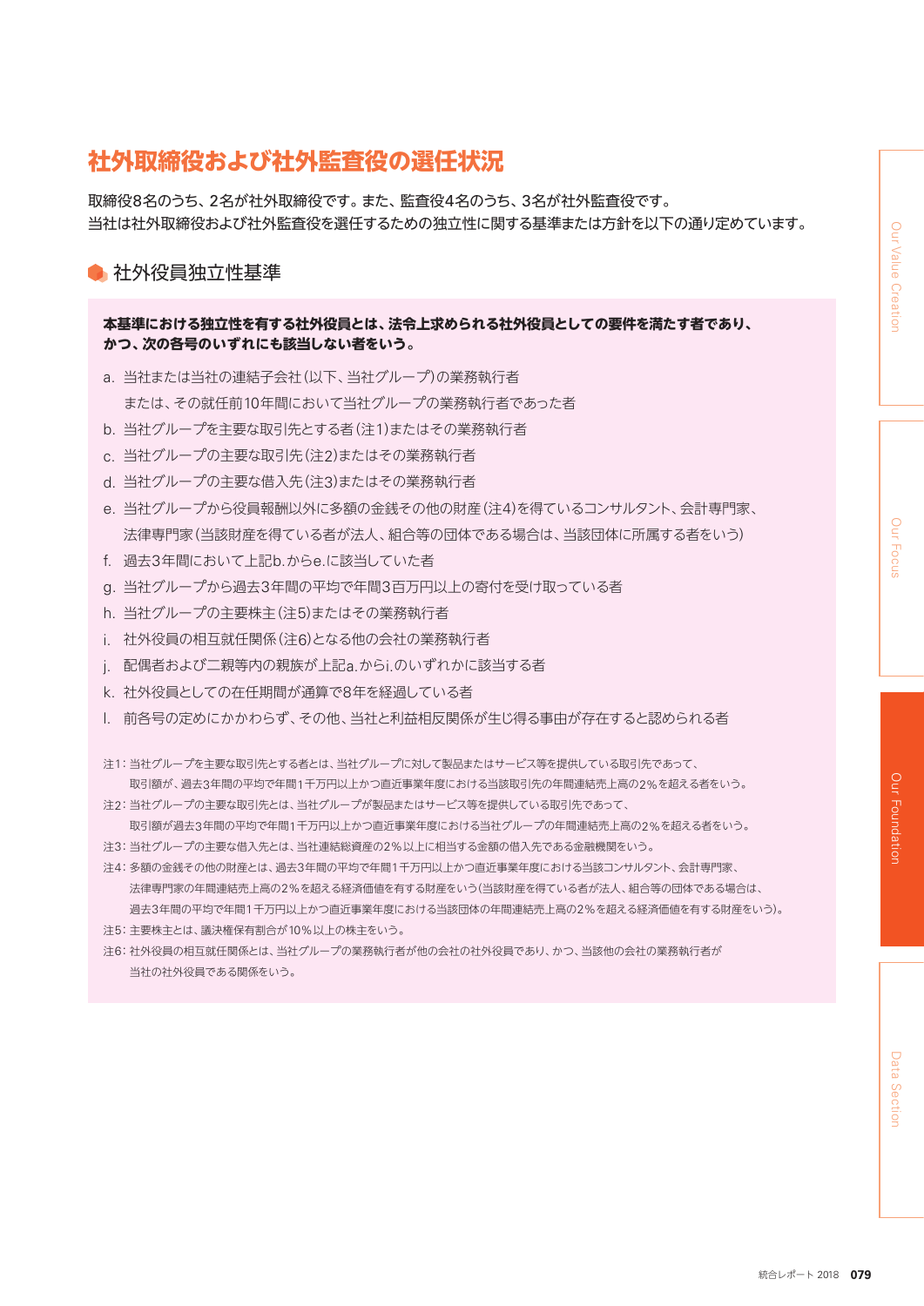## 社外取締役および社外監査役の選任状況

取締役8名のうち、2名が社外取締役です。また、監査役4名のうち、3名が社外監査役です。
当社は社外取締役および社外監査役を選任するための独立性に関する基準または方針を以下の通り定めています。

### 社外役員独立性基準

**本基準における独立性を有する社外役員とは、法令上求められる社外役員としての要件を満たす者であり、かつ、次の各号のいずれにも該当しない者をいう。**

a. 当社または当社の連結子会社（以下、当社グループ）の業務執行者
　または、その就任前10年間において当社グループの業務執行者であった者
b. 当社グループを主要な取引先とする者（注1）またはその業務執行者
c. 当社グループの主要な取引先（注2）またはその業務執行者
d. 当社グループの主要な借入先（注3）またはその業務執行者
e. 当社グループから役員報酬以外に多額の金銭その他の財産（注4）を得ているコンサルタント、会計専門家、
　法律専門家（当該財産を得ている者が法人、組合等の団体である場合は、当該団体に所属する者をいう）
f. 過去3年間において上記b.からe.に該当していた者
g. 当社グループから過去3年間の平均で年間3百万円以上の寄付を受け取っている者
h. 当社グループの主要株主（注5）またはその業務執行者
i. 社外役員の相互就任関係（注6）となる他の会社の業務執行者
j. 配偶者および二親等内の親族が上記a.からi.のいずれかに該当する者
k. 社外役員としての在任期間が通算で8年を経過している者
l. 前各号の定めにかかわらず、その他、当社と利益相反関係が生じ得る事由が存在すると認められる者

注1：当社グループを主要な取引先とする者とは、当社グループに対して製品またはサービス等を提供している取引先であって、
　　取引額が、過去3年間の平均で年間1千万円以上かつ直近事業年度における当該取引先の年間連結売上高の2％を超える者をいう。
注2：当社グループの主要な取引先とは、当社グループが製品またはサービス等を提供している取引先であって、
　　取引額が過去3年間の平均で年間1千万円以上かつ直近事業年度における当社グループの年間連結売上高の2％を超える者をいう。
注3：当社グループの主要な借入先とは、当社連結総資産の2％以上に相当する金額の借入先である金融機関をいう。
注4：多額の金銭その他の財産とは、過去3年間の平均で年間1千万円以上かつ直近事業年度における当該コンサルタント、会計専門家、
　　法律専門家の年間連結売上高の2％を超える経済価値を有する財産をいう（当該財産を得ている者が法人、組合等の団体である場合は、
　　過去3年間の平均で年間1千万円以上かつ直近事業年度における当該団体の年間連結売上高の2％を超える経済価値を有する財産をいう）。
注5：主要株主とは、議決権保有割合が10％以上の株主をいう。
注6：社外役員の相互就任関係とは、当社グループの業務執行者が他の会社の社外役員であり、かつ、当該他の会社の業務執行者が
　　当社の社外役員である関係をいう。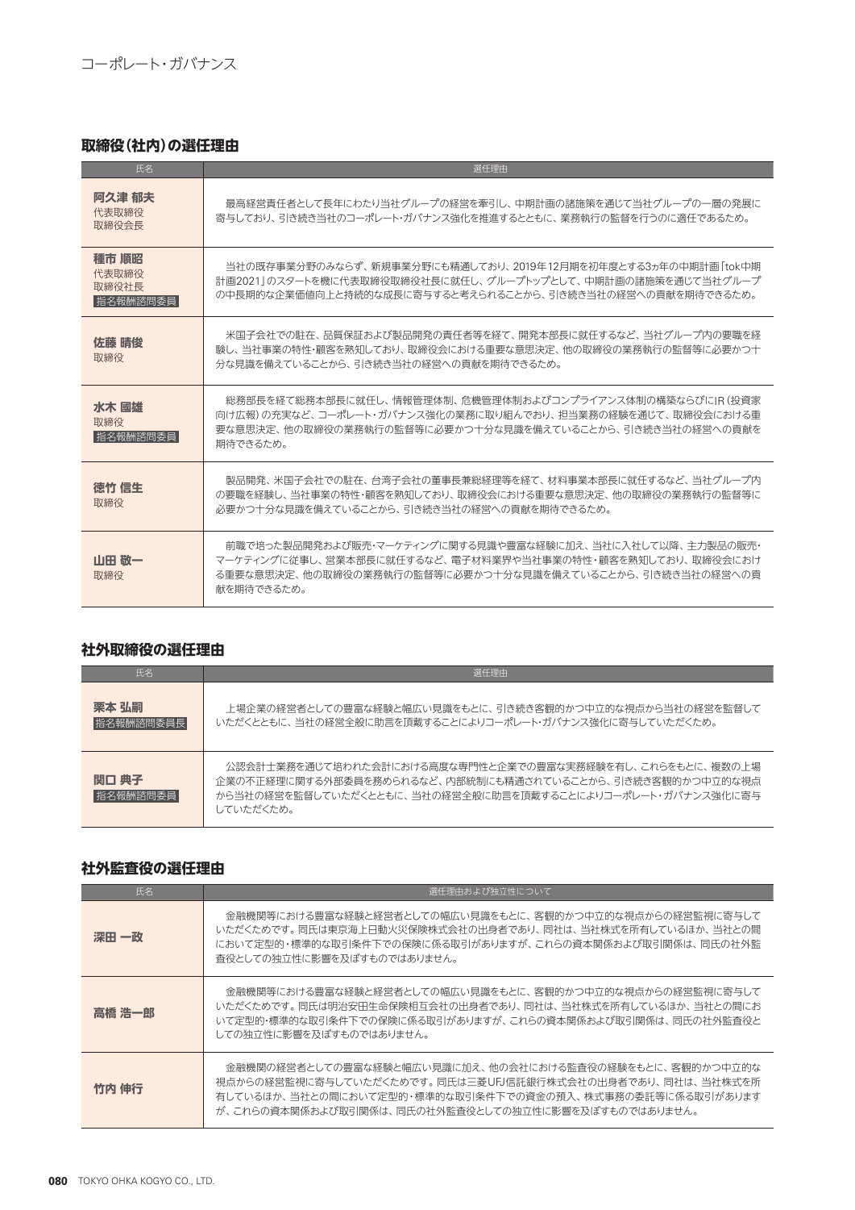コーポレート・ガバナンス

### 取締役（社内）の選任理由

| 氏名 | 選任理由 |
|---|---|
| **阿久津 郁夫**<br>代表取締役<br>取締役会長 | 最高経営責任者として長年にわたり当社グループの経営を牽引し、中期計画の諸施策を通じて当社グループの一層の発展に寄与しており、引き続き当社のコーポレート・ガバナンス強化を推進するとともに、業務執行の監督を行うのに適任であるため。 |
| **種市 順昭**<br>代表取締役<br>取締役社長<br>指名報酬諮問委員 | 当社の既存事業分野のみならず、新規事業分野にも精通しており、2019年12月期を初年度とする3ヵ年の中期計画「tok中期計画2021」のスタートを機に代表取締役取締役社長に就任し、グループトップとして、中期計画の諸施策を通じて当社グループの中長期的な企業価値向上と持続的な成長に寄与すると考えられることから、引き続き当社の経営への貢献を期待できるため。 |
| **佐藤 晴俊**<br>取締役 | 米国子会社での駐在、品質保証および製品開発の責任者等を経て、開発本部長に就任するなど、当社グループ内の要職を経験し、当社事業の特性・顧客を熟知しており、取締役会における重要な意思決定、他の取締役の業務執行の監督等に必要かつ十分な見識を備えていることから、引き続き当社の経営への貢献を期待できるため。 |
| **水木 國雄**<br>取締役<br>指名報酬諮問委員 | 総務部長を経て総務本部長に就任し、情報管理体制、危機管理体制およびコンプライアンス体制の構築ならびにIR（投資家向け広報）の充実など、コーポレート・ガバナンス強化の業務に取り組んでおり、担当業務の経験を通じて、取締役会における重要な意思決定、他の取締役の業務執行の監督等に必要かつ十分な見識を備えていることから、引き続き当社の経営への貢献を期待できるため。 |
| **徳竹 信生**<br>取締役 | 製品開発、米国子会社での駐在、台湾子会社の董事長兼総経理等を経て、材料事業本部長に就任するなど、当社グループ内の要職を経験し、当社事業の特性・顧客を熟知しており、取締役会における重要な意思決定、他の取締役の業務執行の監督等に必要かつ十分な見識を備えていることから、引き続き当社の経営への貢献を期待できるため。 |
| **山田 敬一**<br>取締役 | 前職で培った製品開発および販売・マーケティングに関する見識や豊富な経験に加え、当社に入社して以降、主力製品の販売・マーケティングに従事し、営業本部長に就任するなど、電子材料業界や当社事業の特性・顧客を熟知しており、取締役会における重要な意思決定、他の取締役の業務執行の監督等に必要かつ十分な見識を備えていることから、引き続き当社の経営への貢献を期待できるため。 |

### 社外取締役の選任理由

| 氏名 | 選任理由 |
|---|---|
| **栗本 弘嗣**<br>指名報酬諮問委員長 | 上場企業の経営者としての豊富な経験と幅広い見識をもとに、引き続き客観的かつ中立的な視点から当社の経営を監督していただくとともに、当社の経営全般に助言を頂戴することによりコーポレート・ガバナンス強化に寄与していただくため。 |
| **関口 典子**<br>指名報酬諮問委員 | 公認会計士業務を通じて培われた会計における高度な専門性と企業での豊富な実務経験を有し、これらをもとに、複数の上場企業の不正経理に関する外部委員を務められるなど、内部統制にも精通されていることから、引き続き客観的かつ中立的な視点から当社の経営を監督していただくとともに、当社の経営全般に助言を頂戴することによりコーポレート・ガバナンス強化に寄与していただくため。 |

### 社外監査役の選任理由

| 氏名 | 選任理由および独立性について |
|---|---|
| **深田 一政** | 金融機関等における豊富な経験と経営者としての幅広い見識をもとに、客観的かつ中立的な視点からの経営監視に寄与していただくためです。同氏は東京海上日動火災保険株式会社の出身者であり、同社は、当社株式を所有しているほか、当社との間において定型的・標準的な取引条件下での保険に係る取引がありますが、これらの資本関係および取引関係は、同氏の社外監査役としての独立性に影響を及ぼすものではありません。 |
| **高橋 浩一郎** | 金融機関等における豊富な経験と経営者としての幅広い見識をもとに、客観的かつ中立的な視点からの経営監視に寄与していただくためです。同氏は明治安田生命保険相互会社の出身者であり、同社は、当社株式を所有しているほか、当社との間において定型的・標準的な取引条件下での保険に係る取引がありますが、これらの資本関係および取引関係は、同氏の社外監査役としての独立性に影響を及ぼすものではありません。 |
| **竹内 伸行** | 金融機関の経営者としての豊富な経験と幅広い見識に加え、他の会社における監査役の経験をもとに、客観的かつ中立的な視点からの経営監視に寄与していただくためです。同氏は三菱UFJ信託銀行株式会社の出身者であり、同社は、当社株式を所有しているほか、当社との間において定型的・標準的な取引条件下での資金の預入、株式事務の委託等に係る取引がありますが、これらの資本関係および取引関係は、同氏の社外監査役としての独立性に影響を及ぼすものではありません。 |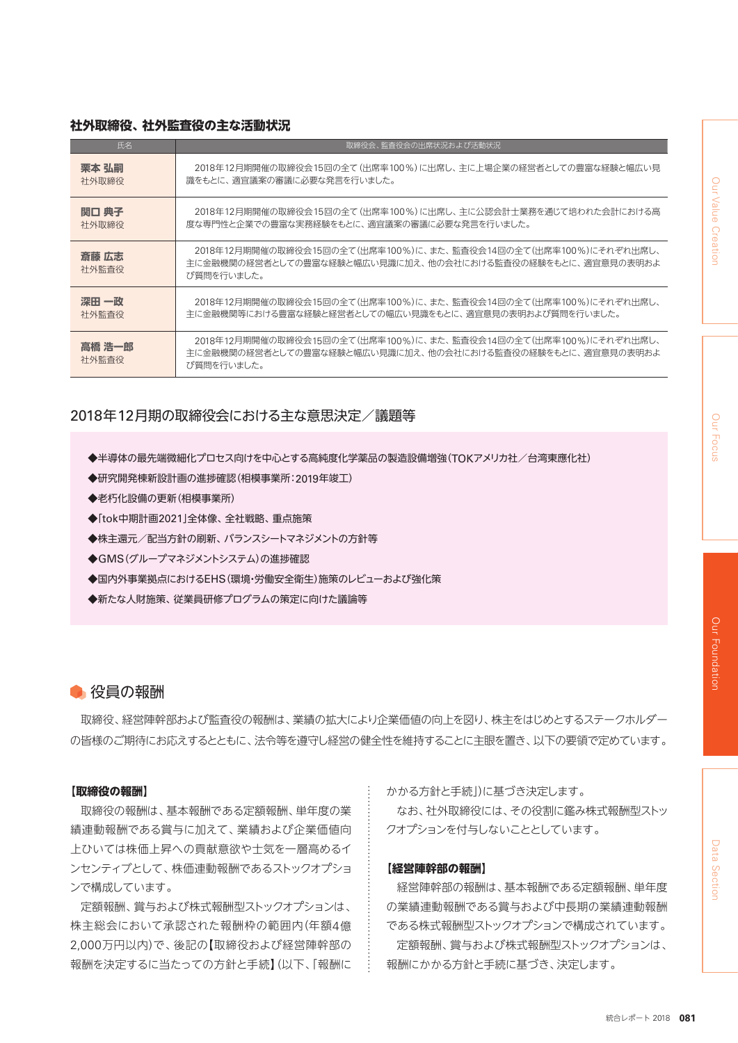### 社外取締役、社外監査役の主な活動状況

| 氏名 | 取締役会、監査役会の出席状況および活動状況 |
|---|---|
| **栗本 弘嗣**<br>社外取締役 | 2018年12月期開催の取締役会15回の全て（出席率100％）に出席し、主に上場企業の経営者としての豊富な経験と幅広い見識をもとに、適宜議案の審議に必要な発言を行いました。 |
| **関口 典子**<br>社外取締役 | 2018年12月期開催の取締役会15回の全て（出席率100％）に出席し、主に公認会計士業務を通じて培われた会計における高度な専門性と企業での豊富な実務経験をもとに、適宜議案の審議に必要な発言を行いました。 |
| **斎藤 広志**<br>社外監査役 | 2018年12月期開催の取締役会15回の全て（出席率100％）に、また、監査役会14回の全て（出席率100％）にそれぞれ出席し、主に金融機関の経営者としての豊富な経験と幅広い見識に加え、他の会社における監査役の経験をもとに、適宜意見の表明および質問を行いました。 |
| **深田 一政**<br>社外監査役 | 2018年12月期開催の取締役会15回の全て（出席率100％）に、また、監査役会14回の全て（出席率100％）にそれぞれ出席し、主に金融機関等における豊富な経験と経営者としての幅広い見識をもとに、適宜意見の表明および質問を行いました。 |
| **高橋 浩一郎**<br>社外監査役 | 2018年12月期開催の取締役会15回の全て（出席率100％）に、また、監査役会14回の全て（出席率100％）にそれぞれ出席し、主に金融機関の経営者としての豊富な経験と幅広い見識に加え、他の会社における監査役の経験をもとに、適宜意見の表明および質問を行いました。 |

### 2018年12月期の取締役会における主な意思決定／議題等

◆半導体の最先端微細化プロセス向けを中心とする高純度化学薬品の製造設備増強（TOKアメリカ社／台湾東應化社）
◆研究開発棟新設計画の進捗確認（相模事業所：2019年竣工）
◆老朽化設備の更新（相模事業所）
◆「tok中期計画2021」全体像、全社戦略、重点施策
◆株主還元／配当方針の刷新、バランスシートマネジメントの方針等
◆GMS（グループマネジメントシステム）の進捗確認
◆国内外事業拠点におけるEHS（環境・労働安全衛生）施策のレビューおよび強化策
◆新たな人財施策、従業員研修プログラムの策定に向けた議論等

## 役員の報酬

取締役、経営陣幹部および監査役の報酬は、業績の拡大により企業価値の向上を図り、株主をはじめとするステークホルダーの皆様のご期待にお応えするとともに、法令等を遵守し経営の健全性を維持することに主眼を置き、以下の要領で定めています。

**【取締役の報酬】**

取締役の報酬は、基本報酬である定額報酬、単年度の業績連動報酬である賞与に加えて、業績および企業価値向上ひいては株価上昇への貢献意欲や士気を一層高めるインセンティブとして、株価連動報酬であるストックオプションで構成しています。

定額報酬、賞与および株式報酬型ストックオプションは、株主総会において承認された報酬枠の範囲内（年額4億2,000万円以内）で、後記の【取締役および経営陣幹部の報酬を決定するに当たっての方針と手続】（以下、「報酬にかかる方針と手続」）に基づき決定します。

なお、社外取締役には、その役割に鑑み株式報酬型ストックオプションを付与しないこととしています。

**【経営陣幹部の報酬】**

経営陣幹部の報酬は、基本報酬である定額報酬、単年度の業績連動報酬である賞与および中長期の業績連動報酬である株式報酬型ストックオプションで構成されています。

定額報酬、賞与および株式報酬型ストックオプションは、報酬にかかる方針と手続に基づき、決定します。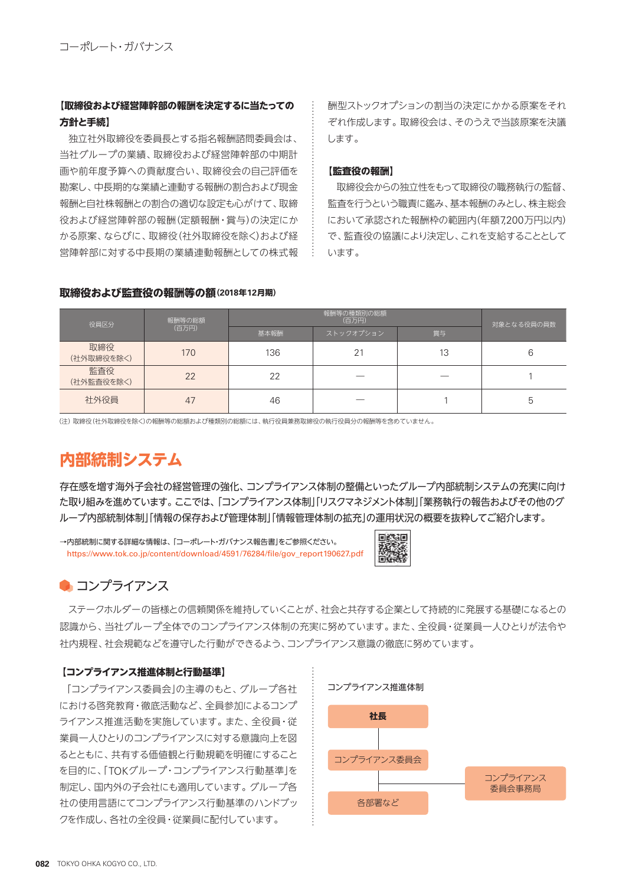**【取締役および経営陣幹部の報酬を決定するに当たっての方針と手続】**

独立社外取締役を委員長とする指名報酬諮問委員会は、当社グループの業績、取締役および経営陣幹部の中期計画や前年度予算への貢献度合い、取締役会の自己評価を勘案し、中長期的な業績と連動する報酬の割合および現金報酬と自社株報酬との割合の適切な設定も心がけて、取締役および経営陣幹部の報酬（定額報酬・賞与）の決定にかかる原案、ならびに、取締役（社外取締役を除く）および経営陣幹部に対する中長期の業績連動報酬としての株式報酬型ストックオプションの割当の決定にかかる原案をそれぞれ作成します。取締役会は、そのうえで当該原案を決議します。

**【監査役の報酬】**

取締役会からの独立性をもって取締役の職務執行の監督、監査を行うという職責に鑑み、基本報酬のみとし、株主総会において承認された報酬枠の範囲内（年額7,200万円以内）で、監査役の協議により決定し、これを支給することとしています。

**取締役および監査役の報酬等の額**（2018年12月期）

| 役員区分 | 報酬等の総額（百万円） | 報酬等の種類別の総額（百万円） | | | 対象となる役員の員数 |
|---|---|---|---|---|---|
| | | 基本報酬 | ストックオプション | 賞与 | |
| 取締役（社外取締役を除く） | 170 | 136 | 21 | 13 | 6 |
| 監査役（社外監査役を除く） | 22 | 22 | — | — | 1 |
| 社外役員 | 47 | 46 | — | 1 | 5 |

（注）取締役（社外取締役を除く）の報酬等の総額および種類別の総額には、執行役員兼務取締役の執行役員分の報酬等を含めていません。

## 内部統制システム

存在感を増す海外子会社の経営管理の強化、コンプライアンス体制の整備といったグループ内部統制システムの充実に向けた取り組みを進めています。ここでは、「コンプライアンス体制」「リスクマネジメント体制」「業務執行の報告およびその他のグループ内部統制体制」「情報の保存および管理体制」「情報管理体制の拡充」の運用状況の概要を抜粋してご紹介します。

→内部統制に関する詳細な情報は、「コーポレート・ガバナンス報告書」をご参照ください。
https://www.tok.co.jp/content/download/4591/76284/file/gov_report190627.pdf

### コンプライアンス

ステークホルダーの皆様との信頼関係を維持していくことが、社会と共存する企業として持続的に発展する基礎になるとの認識から、当社グループ全体でのコンプライアンス体制の充実に努めています。また、全役員・従業員一人ひとりが法令や社内規程、社会規範などを遵守した行動ができるよう、コンプライアンス意識の徹底に努めています。

**【コンプライアンス推進体制と行動基準】**

「コンプライアンス委員会」の主導のもと、グループ各社における啓発教育・徹底活動など、全員参加によるコンプライアンス推進活動を実施しています。また、全役員・従業員一人ひとりのコンプライアンスに対する意識向上を図るとともに、共有する価値観と行動規範を明確にすることを目的に、「TOKグループ・コンプライアンス行動基準」を制定し、国内外の子会社にも適用しています。グループ各社の使用言語にてコンプライアンス行動基準のハンドブックを作成し、各社の全役員・従業員に配付しています。

コンプライアンス推進体制

社長
コンプライアンス委員会
コンプライアンス委員会事務局
各部署など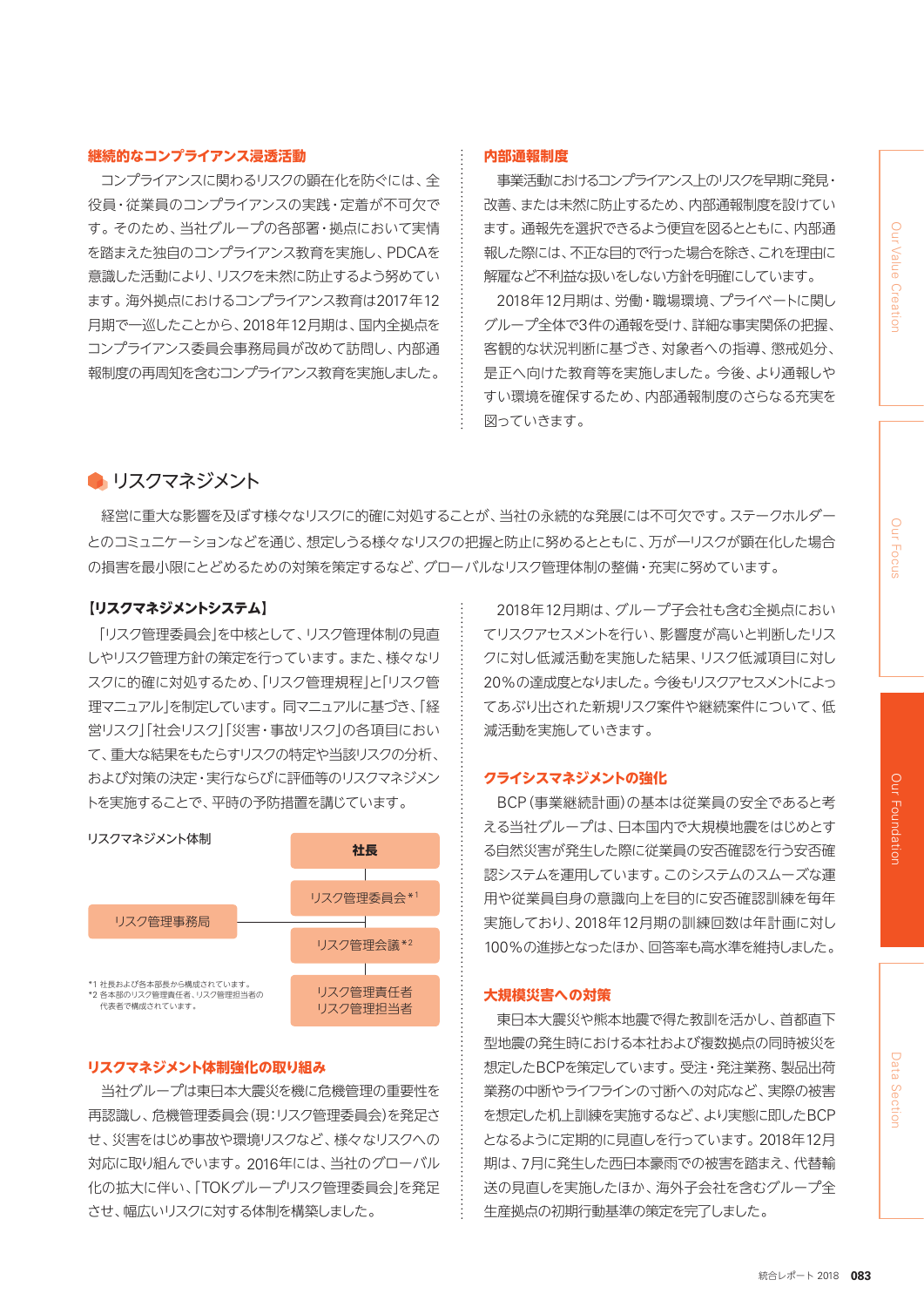### 継続的なコンプライアンス浸透活動

コンプライアンスに関わるリスクの顕在化を防ぐには、全役員・従業員のコンプライアンスの実践・定着が不可欠です。そのため、当社グループの各部署・拠点において実情を踏まえた独自のコンプライアンス教育を実施し、PDCAを意識した活動により、リスクを未然に防止するよう努めています。海外拠点におけるコンプライアンス教育は2017年12月期で一巡したことから、2018年12月期は、国内全拠点をコンプライアンス委員会事務局員が改めて訪問し、内部通報制度の再周知を含むコンプライアンス教育を実施しました。

### 内部通報制度

事業活動におけるコンプライアンス上のリスクを早期に発見・改善、または未然に防止するため、内部通報制度を設けています。通報先を選択できるよう便宜を図るとともに、内部通報した際には、不正な目的で行った場合を除き、これを理由に解雇など不利益な扱いをしない方針を明確にしています。

2018年12月期は、労働・職場環境、プライベートに関しグループ全体で3件の通報を受け、詳細な事実関係の把握、客観的な状況判断に基づき、対象者への指導、懲戒処分、是正へ向けた教育等を実施しました。今後、より通報しやすい環境を確保するため、内部通報制度のさらなる充実を図っていきます。

## リスクマネジメント

経営に重大な影響を及ぼす様々なリスクに的確に対処することが、当社の永続的な発展には不可欠です。ステークホルダーとのコミュニケーションなどを通じ、想定しうる様々なリスクの把握と防止に努めるとともに、万が一リスクが顕在化した場合の損害を最小限にとどめるための対策を策定するなど、グローバルなリスク管理体制の整備・充実に努めています。

### 【リスクマネジメントシステム】

「リスク管理委員会」を中核として、リスク管理体制の見直しやリスク管理方針の策定を行っています。また、様々なリスクに的確に対処するため、「リスク管理規程」と「リスク管理マニュアル」を制定しています。同マニュアルに基づき、「経営リスク」「社会リスク」「災害・事故リスク」の各項目において、重大な結果をもたらすリスクの特定や当該リスクの分析、および対策の決定・実行ならびに評価等のリスクマネジメントを実施することで、平時の予防措置を講じています。

リスクマネジメント体制

- 社長
  - リスク管理委員会*1
    - リスク管理会議*2
      - リスク管理責任者
        リスク管理担当者
- リスク管理事務局（リスク管理委員会・リスク管理会議に接続）

*1 社長および各本部長から構成されています。
*2 各本部のリスク管理責任者、リスク管理担当者の代表者で構成されています。

### リスクマネジメント体制強化の取り組み

当社グループは東日本大震災を機に危機管理の重要性を再認識し、危機管理委員会(現:リスク管理委員会)を発足させ、災害をはじめ事故や環境リスクなど、様々なリスクへの対応に取り組んでいます。2016年には、当社のグローバル化の拡大に伴い、「TOKグループリスク管理委員会」を発足させ、幅広いリスクに対する体制を構築しました。

2018年12月期は、グループ子会社も含む全拠点においてリスクアセスメントを行い、影響度が高いと判断したリスクに対し低減活動を実施した結果、リスク低減項目に対し20%の達成度となりました。今後もリスクアセスメントによってあぶり出された新規リスク案件や継続案件について、低減活動を実施していきます。

### クライシスマネジメントの強化

BCP(事業継続計画)の基本は従業員の安全であると考える当社グループは、日本国内で大規模地震をはじめとする自然災害が発生した際に従業員の安否確認を行う安否確認システムを運用しています。このシステムのスムーズな運用や従業員自身の意識向上を目的に安否確認訓練を毎年実施しており、2018年12月期の訓練回数は年計画に対し100%の進捗となったほか、回答率も高水準を維持しました。

### 大規模災害への対策

東日本大震災や熊本地震で得た教訓を活かし、首都直下型地震の発生時における本社および複数拠点の同時被災を想定したBCPを策定しています。受注・発注業務、製品出荷業務の中断やライフラインの寸断への対応など、実際の被害を想定した机上訓練を実施するなど、より実態に即したBCPとなるように定期的に見直しを行っています。2018年12月期は、7月に発生した西日本豪雨での被害を踏まえ、代替輸送の見直しを実施したほか、海外子会社を含むグループ全生産拠点の初期行動基準の策定を完了しました。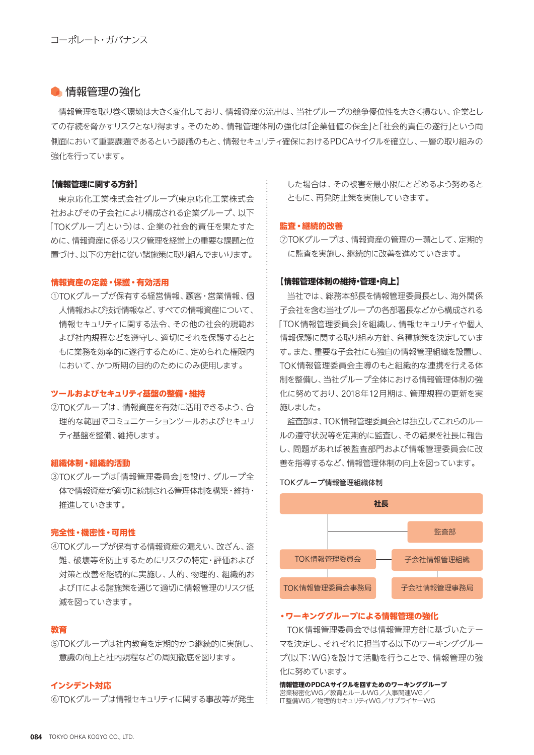## 情報管理の強化

情報管理を取り巻く環境は大きく変化しており、情報資産の流出は、当社グループの競争優位性を大きく損ない、企業としての存続を脅かすリスクとなり得ます。そのため、情報管理体制の強化は「企業価値の保全」と「社会的責任の遂行」という両側面において重要課題であるという認識のもと、情報セキュリティ確保におけるPDCAサイクルを確立し、一層の取り組みの強化を行っています。

**【情報管理に関する方針】**

東京応化工業株式会社グループ(東京応化工業株式会社およびその子会社により構成される企業グループ、以下「TOKグループ」という)は、企業の社会的責任を果たすために、情報資産に係るリスク管理を経営上の重要な課題と位置づけ、以下の方針に従い諸施策に取り組んでまいります。

**情報資産の定義・保護・有効活用**

①TOKグループが保有する経営情報、顧客・営業情報、個人情報および技術情報など、すべての情報資産について、情報セキュリティに関する法令、その他の社会的規範および社内規程などを遵守し、適切にそれを保護するとともに業務を効率的に遂行するために、定められた権限内において、かつ所期の目的のためにのみ使用します。

**ツールおよびセキュリティ基盤の整備・維持**

②TOKグループは、情報資産を有効に活用できるよう、合理的な範囲でコミュニケーションツールおよびセキュリティ基盤を整備、維持します。

**組織体制・組織的活動**

③TOKグループは「情報管理委員会」を設け、グループ全体で情報資産が適切に統制される管理体制を構築・維持・推進していきます。

**完全性・機密性・可用性**

④TOKグループが保有する情報資産の漏えい、改ざん、盗難、破壊等を防止するためにリスクの特定・評価および対策と改善を継続的に実施し、人的、物理的、組織的およびITによる諸施策を通じて適切に情報管理のリスク低減を図っていきます。

**教育**

⑤TOKグループは社内教育を定期的かつ継続的に実施し、意識の向上と社内規程などの周知徹底を図ります。

**インシデント対応**

⑥TOKグループは情報セキュリティに関する事故等が発生した場合は、その被害を最小限にとどめるよう努めるとともに、再発防止策を実施していきます。

**監査・継続的改善**

⑦TOKグループは、情報資産の管理の一環として、定期的に監査を実施し、継続的に改善を進めていきます。

**【情報管理体制の維持・管理・向上】**

当社では、総務本部長を情報管理委員長とし、海外関係子会社を含む当社グループの各部署長などから構成される「TOK情報管理委員会」を組織し、情報セキュリティや個人情報保護に関する取り組み方針、各種施策を決定しています。また、重要な子会社にも独自の情報管理組織を設置し、TOK情報管理委員会主導のもと組織的な連携を行える体制を整備し、当社グループ全体における情報管理体制の強化に努めており、2018年12月期は、管理規程の更新を実施しました。

監査部は、TOK情報管理委員会とは独立してこれらのルールの遵守状況等を定期的に監査し、その結果を社長に報告し、問題があれば被監査部門および情報管理委員会に改善を指導するなど、情報管理体制の向上を図っています。

TOKグループ情報管理組織体制

- 社長
  - 監査部
  - TOK情報管理委員会 ― 子会社情報管理組織
    - TOK情報管理委員会事務局
    - 子会社情報管理事務局

**・ワーキンググループによる情報管理の強化**

TOK情報管理委員会では情報管理方針に基づいたテーマを決定し、それぞれに担当する以下のワーキンググループ(以下:WG)を設けて活動を行うことで、情報管理の強化に努めています。

**情報管理のPDCAサイクルを回すためのワーキンググループ**

営業秘密化WG／教育とルールWG／人事関連WG／IT整備WG／物理的セキュリティWG／サプライヤーWG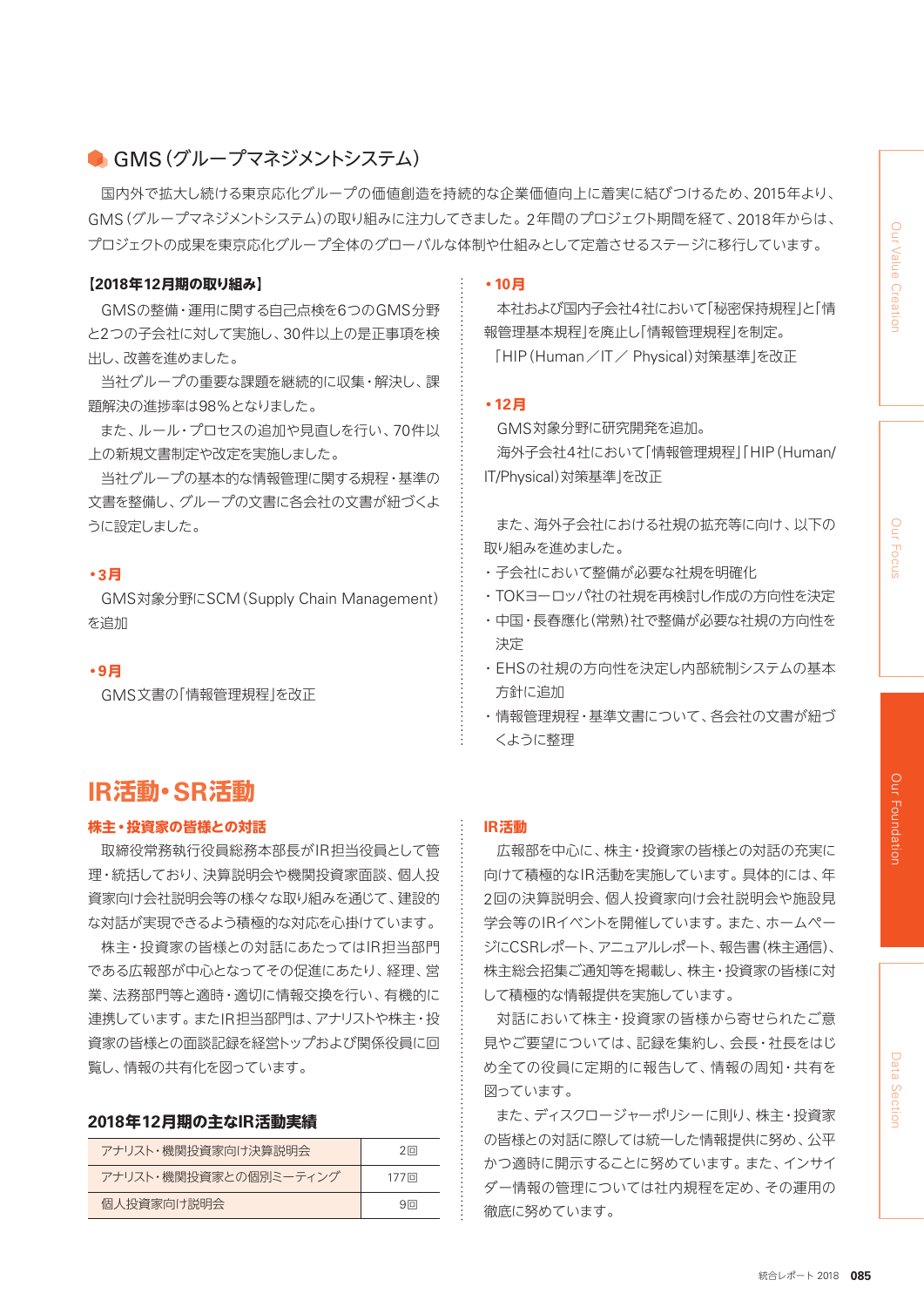## GMS（グループマネジメントシステム）

国内外で拡大し続ける東京応化グループの価値創造を持続的な企業価値向上に着実に結びつけるため、2015年より、GMS（グループマネジメントシステム）の取り組みに注力してきました。2年間のプロジェクト期間を経て、2018年からは、プロジェクトの成果を東京応化グループ全体のグローバルな体制や仕組みとして定着させるステージに移行しています。

**【2018年12月期の取り組み】**

GMSの整備・運用に関する自己点検を6つのGMS分野と2つの子会社に対して実施し、30件以上の是正事項を検出し、改善を進めました。

当社グループの重要な課題を継続的に収集・解決し、課題解決の進捗率は98%となりました。

また、ルール・プロセスの追加や見直しを行い、70件以上の新規文書制定や改定を実施しました。

当社グループの基本的な情報管理に関する規程・基準の文書を整備し、グループの文書に各会社の文書が紐づくように設定しました。

**・3月**

GMS対象分野にSCM（Supply Chain Management）を追加

**・9月**

GMS文書の「情報管理規程」を改正

**・10月**

本社および国内子会社4社において「秘密保持規程」と「情報管理基本規程」を廃止し「情報管理規程」を制定。

「HIP（Human／IT／ Physical）対策基準」を改正

**・12月**

GMS対象分野に研究開発を追加。

海外子会社4社において「情報管理規程」「HIP（Human/IT/Physical）対策基準」を改正

また、海外子会社における社規の拡充等に向け、以下の取り組みを進めました。

- 子会社において整備が必要な社規を明確化
- TOKヨーロッパ社の社規を再検討し作成の方向性を決定
- 中国・長春應化（常熟）社で整備が必要な社規の方向性を決定
- EHSの社規の方向性を決定し内部統制システムの基本方針に追加
- 情報管理規程・基準文書について、各会社の文書が紐づくように整理

## IR活動・SR活動

### 株主・投資家の皆様との対話

取締役常務執行役員総務本部長がIR担当役員として管理・統括しており、決算説明会や機関投資家面談、個人投資家向け会社説明会等の様々な取り組みを通じて、建設的な対話が実現できるよう積極的な対応を心掛けています。

株主・投資家の皆様との対話にあたってはIR担当部門である広報部が中心となってその促進にあたり、経理、営業、法務部門等と適時・適切に情報交換を行い、有機的に連携しています。またIR担当部門は、アナリストや株主・投資家の皆様との面談記録を経営トップおよび関係役員に回覧し、情報の共有化を図っています。

**2018年12月期の主なIR活動実績**

| 活動 | 回数 |
|---|---|
| アナリスト・機関投資家向け決算説明会 | 2回 |
| アナリスト・機関投資家との個別ミーティング | 177回 |
| 個人投資家向け説明会 | 9回 |

### IR活動

広報部を中心に、株主・投資家の皆様との対話の充実に向けて積極的なIR活動を実施しています。具体的には、年2回の決算説明会、個人投資家向け会社説明会や施設見学会等のIRイベントを開催しています。また、ホームページにCSRレポート、アニュアルレポート、報告書（株主通信）、株主総会招集ご通知等を掲載し、株主・投資家の皆様に対して積極的な情報提供を実施しています。

対話において株主・投資家の皆様から寄せられたご意見やご要望については、記録を集約し、会長・社長をはじめ全ての役員に定期的に報告して、情報の周知・共有を図っています。

また、ディスクロージャーポリシーに則り、株主・投資家の皆様との対話に際しては統一した情報提供に努め、公平かつ適時に開示することに努めています。また、インサイダー情報の管理については社内規程を定め、その運用の徹底に努めています。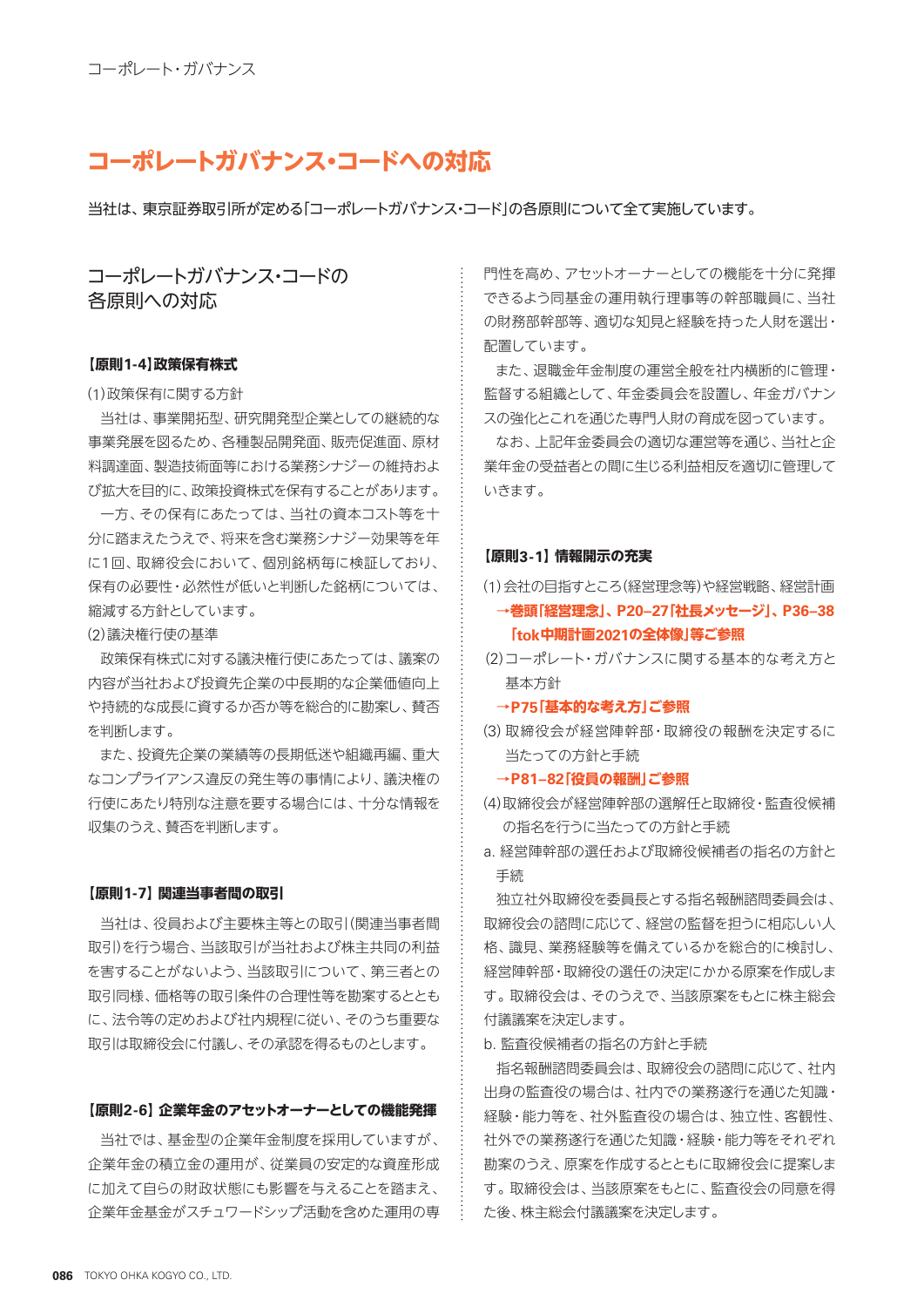## コーポレートガバナンス・コードへの対応

当社は、東京証券取引所が定める「コーポレートガバナンス・コード」の各原則について全て実施しています。

### コーポレートガバナンス・コードの各原則への対応

**【原則1-4】政策保有株式**

(1)政策保有に関する方針

当社は、事業開拓型、研究開発型企業としての継続的な事業発展を図るため、各種製品開発面、販売促進面、原材料調達面、製造技術面等における業務シナジーの維持および拡大を目的に、政策投資株式を保有することがあります。

一方、その保有にあたっては、当社の資本コスト等を十分に踏まえたうえで、将来を含む業務シナジー効果等を年に1回、取締役会において、個別銘柄毎に検証しており、保有の必要性・必然性が低いと判断した銘柄については、縮減する方針としています。

(2)議決権行使の基準

政策保有株式に対する議決権行使にあたっては、議案の内容が当社および投資先企業の中長期的な企業価値向上や持続的な成長に資するか否か等を総合的に勘案し、賛否を判断します。

また、投資先企業の業績等の長期低迷や組織再編、重大なコンプライアンス違反の発生等の事情により、議決権の行使にあたり特別な注意を要する場合には、十分な情報を収集のうえ、賛否を判断します。

**【原則1-7】関連当事者間の取引**

当社は、役員および主要株主等との取引(関連当事者間取引)を行う場合、当該取引が当社および株主共同の利益を害することがないよう、当該取引について、第三者との取引同様、価格等の取引条件の合理性等を勘案するとともに、法令等の定めおよび社内規程に従い、そのうち重要な取引は取締役会に付議し、その承認を得るものとします。

**【原則2-6】企業年金のアセットオーナーとしての機能発揮**

当社では、基金型の企業年金制度を採用していますが、企業年金の積立金の運用が、従業員の安定的な資産形成に加えて自らの財政状態にも影響を与えることを踏まえ、企業年金基金がスチュワードシップ活動を含めた運用の専門性を高め、アセットオーナーとしての機能を十分に発揮できるよう同基金の運用執行理事等の幹部職員に、当社の財務部幹部等、適切な知見と経験を持った人財を選出・配置しています。

また、退職金年金制度の運営全般を社内横断的に管理・監督する組織として、年金委員会を設置し、年金ガバナンスの強化とこれを通じた専門人財の育成を図っています。

なお、上記年金委員会の適切な運営等を通じ、当社と企業年金の受益者との間に生じる利益相反を適切に管理していきます。

**【原則3-1】情報開示の充実**

(1)会社の目指すところ(経営理念等)や経営戦略、経営計画

**→巻頭「経営理念」、P20–27「社長メッセージ」、P36–38「tok中期計画2021の全体像」等ご参照**

(2)コーポレート・ガバナンスに関する基本的な考え方と基本方針

**→P75「基本的な考え方」ご参照**

(3)取締役会が経営陣幹部・取締役の報酬を決定するに当たっての方針と手続

**→P81–82「役員の報酬」ご参照**

(4)取締役会が経営陣幹部の選解任と取締役・監査役候補の指名を行うに当たっての方針と手続

a. 経営陣幹部の選任および取締役候補者の指名の方針と手続

独立社外取締役を委員長とする指名報酬諮問委員会は、取締役会の諮問に応じて、経営の監督を担うに相応しい人格、識見、業務経験等を備えているかを総合的に検討し、経営陣幹部・取締役の選任の決定にかかる原案を作成します。取締役会は、そのうえで、当該原案をもとに株主総会付議議案を決定します。

b. 監査役候補者の指名の方針と手続

指名報酬諮問委員会は、取締役会の諮問に応じて、社内出身の監査役の場合は、社内での業務遂行を通じた知識・経験・能力等を、社外監査役の場合は、独立性、客観性、社外での業務遂行を通じた知識・経験・能力等をそれぞれ勘案のうえ、原案を作成するとともに取締役会に提案します。取締役会は、当該原案をもとに、監査役会の同意を得た後、株主総会付議議案を決定します。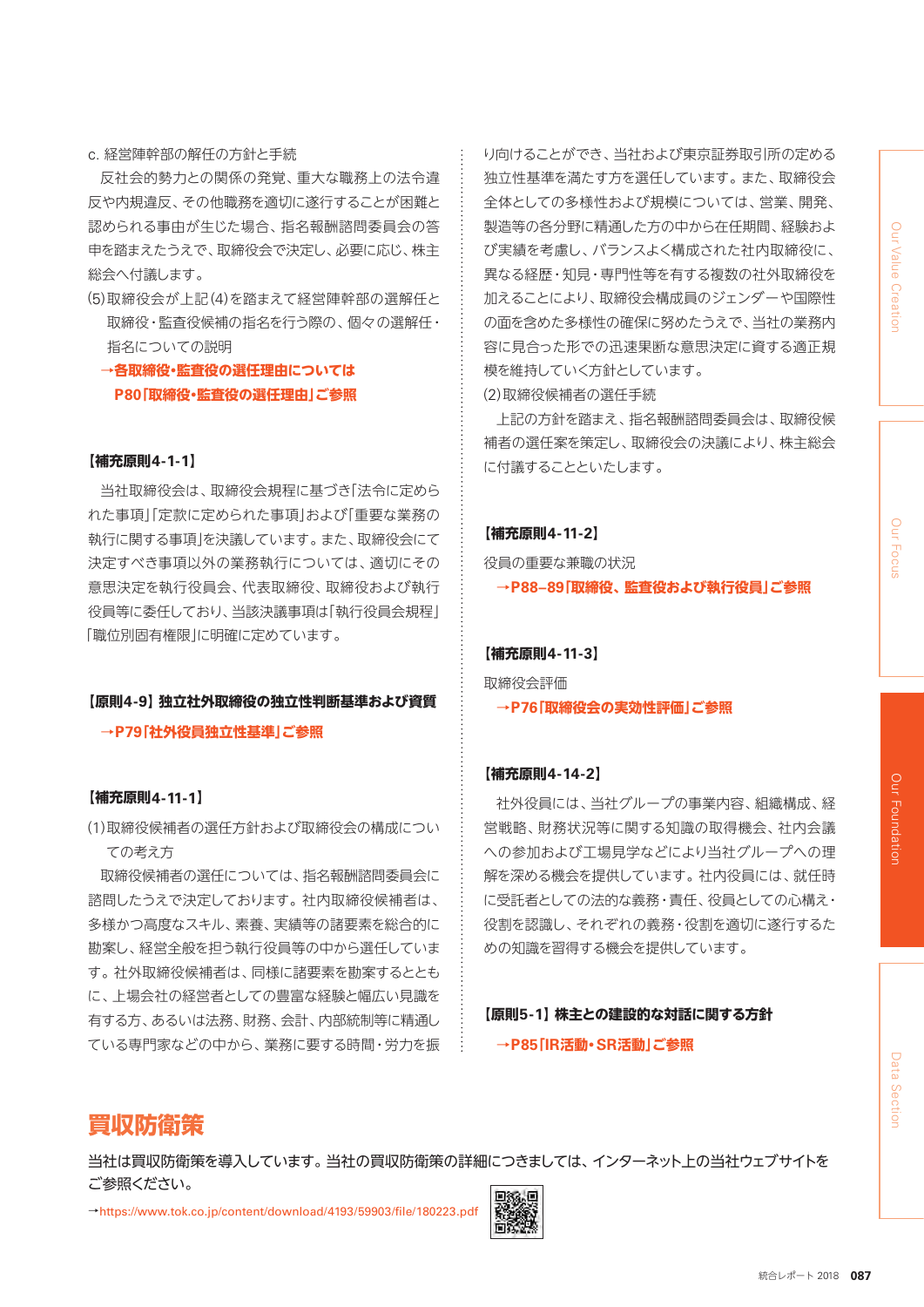c. 経営陣幹部の解任の方針と手続

反社会的勢力との関係の発覚、重大な職務上の法令違反や内規違反、その他職務を適切に遂行することが困難と認められる事由が生じた場合、指名報酬諮問委員会の答申を踏まえたうえで、取締役会で決定し、必要に応じ、株主総会へ付議します。

(5)取締役会が上記(4)を踏まえて経営陣幹部の選解任と取締役・監査役候補の指名を行う際の、個々の選解任・指名についての説明

**→各取締役・監査役の選任理由については P80「取締役・監査役の選任理由」ご参照**

**【補充原則4-1-1】**

当社取締役会は、取締役会規程に基づき「法令に定められた事項」「定款に定められた事項」および「重要な業務の執行に関する事項」を決議しています。また、取締役会にて決定すべき事項以外の業務執行については、適切にその意思決定を執行役員会、代表取締役、取締役および執行役員等に委任しており、当該決議事項は「執行役員会規程」「職位別固有権限」に明確に定めています。

**【原則4-9】独立社外取締役の独立性判断基準および資質**

**→P79「社外役員独立性基準」ご参照**

**【補充原則4-11-1】**

(1)取締役候補者の選任方針および取締役会の構成についての考え方

取締役候補者の選任については、指名報酬諮問委員会に諮問したうえで決定しております。社内取締役候補者は、多様かつ高度なスキル、素養、実績等の諸要素を総合的に勘案し、経営全般を担う執行役員等の中から選任しています。社外取締役候補者は、同様に諸要素を勘案するとともに、上場会社の経営者としての豊富な経験と幅広い見識を有する方、あるいは法務、財務、会計、内部統制等に精通している専門家などの中から、業務に要する時間・労力を振り向けることができ、当社および東京証券取引所の定める独立性基準を満たす方を選任しています。また、取締役会全体としての多様性および規模については、営業、開発、製造等の各分野に精通した方の中から在任期間、経験および実績を考慮し、バランスよく構成された社内取締役に、異なる経歴・知見・専門性等を有する複数の社外取締役を加えることにより、取締役会構成員のジェンダーや国際性の面を含めた多様性の確保に努めたうえで、当社の業務内容に見合った形での迅速果断な意思決定に資する適正規模を維持していく方針としています。

(2)取締役候補者の選任手続

上記の方針を踏まえ、指名報酬諮問委員会は、取締役候補者の選任案を策定し、取締役会の決議により、株主総会に付議することといたします。

**【補充原則4-11-2】**

役員の重要な兼職の状況

**→P88–89「取締役、監査役および執行役員」ご参照**

**【補充原則4-11-3】**

取締役会評価

**→P76「取締役会の実効性評価」ご参照**

**【補充原則4-14-2】**

社外役員には、当社グループの事業内容、組織構成、経営戦略、財務状況等に関する知識の取得機会、社内会議への参加および工場見学などにより当社グループへの理解を深める機会を提供しています。社内役員には、就任時に受託者としての法的な義務・責任、役員としての心構え・役割を認識し、それぞれの義務・役割を適切に遂行するための知識を習得する機会を提供しています。

**【原則5-1】株主との建設的な対話に関する方針**

**→P85「IR活動・SR活動」ご参照**

## 買収防衛策

当社は買収防衛策を導入しています。当社の買収防衛策の詳細につきましては、インターネット上の当社ウェブサイトをご参照ください。

→https://www.tok.co.jp/content/download/4193/59903/file/180223.pdf